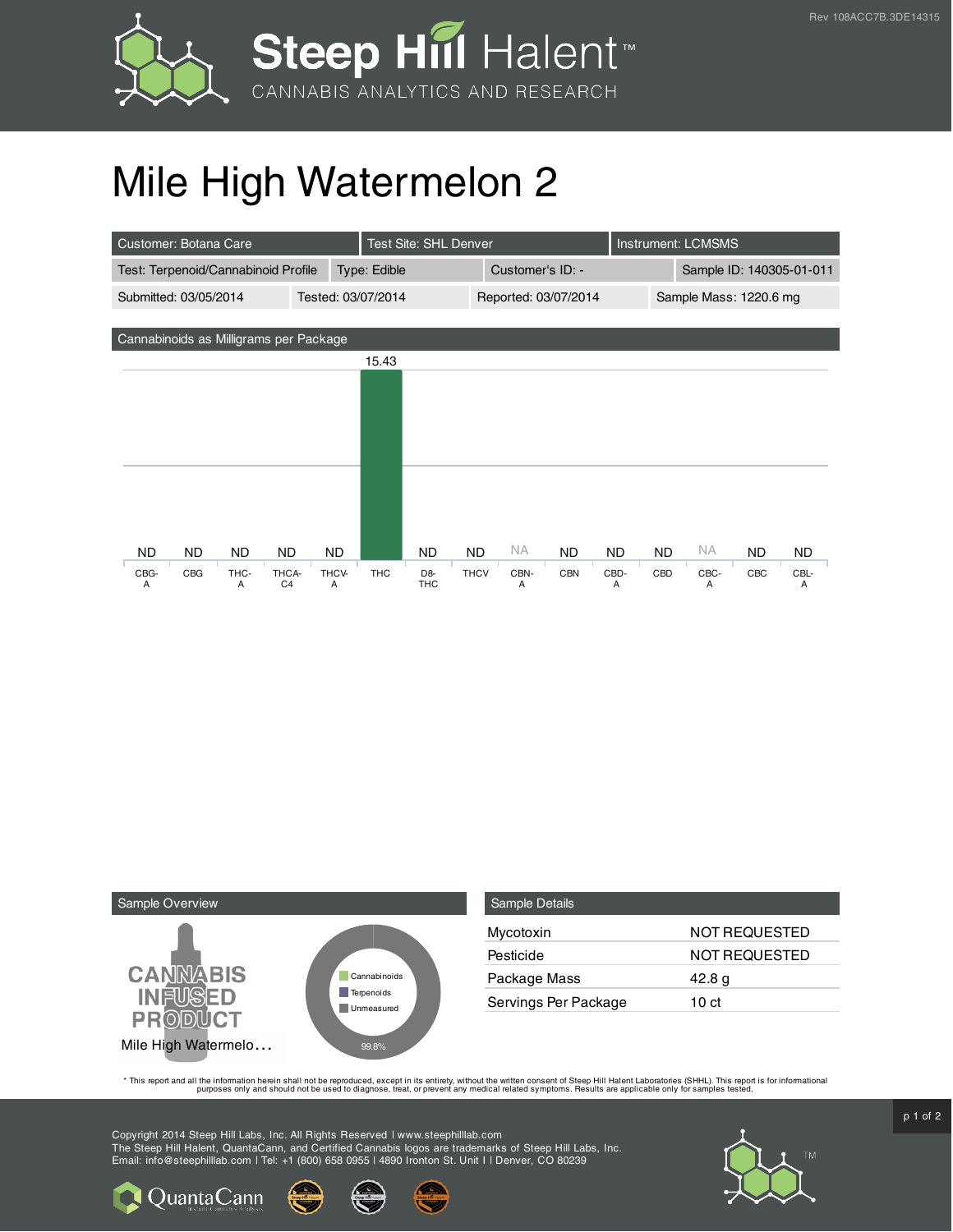# Mile High Watermelon 2

| Customer: Botana Care | Test Site: SHL Denver | Instrument: LCMSMS | |
|---|---|---|---|
| Test: Terpenoid/Cannabinoid Profile | Type: Edible | Customer's ID: - | Sample ID: 140305-01-011 |
| Submitted: 03/05/2014 | Tested: 03/07/2014 | Reported: 03/07/2014 | Sample Mass: 1220.6 mg |

## Cannabinoids as Milligrams per Package

| CBG-A | CBG | THC-A | THCA-C4 | THCV-A | THC | D8-THC | THCV | CBN-A | CBN | CBD-A | CBD | CBC-A | CBC | CBL-A |
|---|---|---|---|---|---|---|---|---|---|---|---|---|---|---|
| ND | ND | ND | ND | ND | 15.43 | ND | ND | NA | ND | ND | ND | NA | ND | ND |

## Sample Overview

CANNABIS INFUSED PRODUCT

Mile High Watermelo…

- Cannabinoids
- Terpenoids
- Unmeasured

99.8%

## Sample Details

| | |
|---|---|
| Mycotoxin | NOT REQUESTED |
| Pesticide | NOT REQUESTED |
| Package Mass | 42.8 g |
| Servings Per Package | 10 ct |

* This report and all the information herein shall not be reproduced, except in its entirety, without the written consent of Steep Hill Halent Laboratories (SHHL). This report is for informational purposes only and should not be used to diagnose, treat, or prevent any medical related symptoms. Results are applicable only for samples tested.

Copyright 2014 Steep Hill Labs, Inc. All Rights Reserved | www.steephilllab.com
The Steep Hill Halent, QuantaCann, and Certified Cannabis logos are trademarks of Steep Hill Labs, Inc.
Email: info@steephilllab.com | Tel: +1 (800) 658 0955 | 4890 Ironton St. Unit I | Denver, CO 80239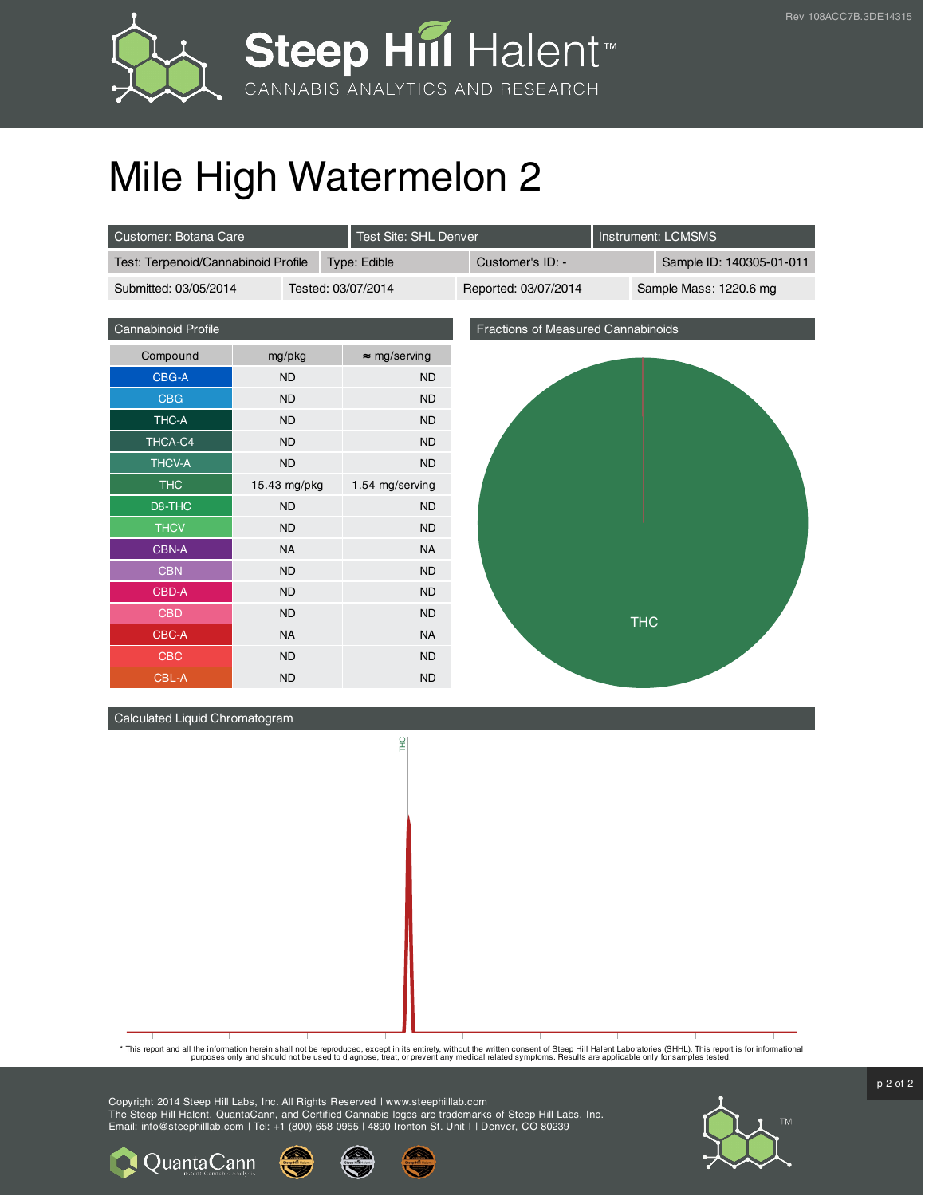Rev 108ACC7B.3DE14315

# Mile High Watermelon 2

| | | |
|---|---|---|
| Customer: Botana Care | Test Site: SHL Denver | Instrument: LCMSMS |

| | | | |
|---|---|---|---|
| Test: Terpenoid/Cannabinoid Profile | Type: Edible | Customer's ID: - | Sample ID: 140305-01-011 |
| Submitted: 03/05/2014 | Tested: 03/07/2014 | Reported: 03/07/2014 | Sample Mass: 1220.6 mg |

## Cannabinoid Profile

| Compound | mg/pkg | ≈ mg/serving |
|---|---|---|
| CBG-A | ND | ND |
| CBG | ND | ND |
| THC-A | ND | ND |
| THCA-C4 | ND | ND |
| THCV-A | ND | ND |
| THC | 15.43 mg/pkg | 1.54 mg/serving |
| D8-THC | ND | ND |
| THCV | ND | ND |
| CBN-A | NA | NA |
| CBN | ND | ND |
| CBD-A | ND | ND |
| CBD | ND | ND |
| CBC-A | NA | NA |
| CBC | ND | ND |
| CBL-A | ND | ND |

## Fractions of Measured Cannabinoids

THC

## Calculated Liquid Chromatogram

THC

* This report and all the information herein shall not be reproduced, except in its entirety, without the written consent of Steep Hill Halent Laboratories (SHHL). This report is for informational purposes only and should not be used to diagnose, treat, or prevent any medical related symptoms. Results are applicable only for samples tested.

Copyright 2014 Steep Hill Labs, Inc. All Rights Reserved | www.steephilllab.com
The Steep Hill Halent, QuantaCann, and Certified Cannabis logos are trademarks of Steep Hill Labs, Inc.
Email: info@steephilllab.com | Tel: +1 (800) 658 0955 | 4890 Ironton St. Unit I | Denver, CO 80239